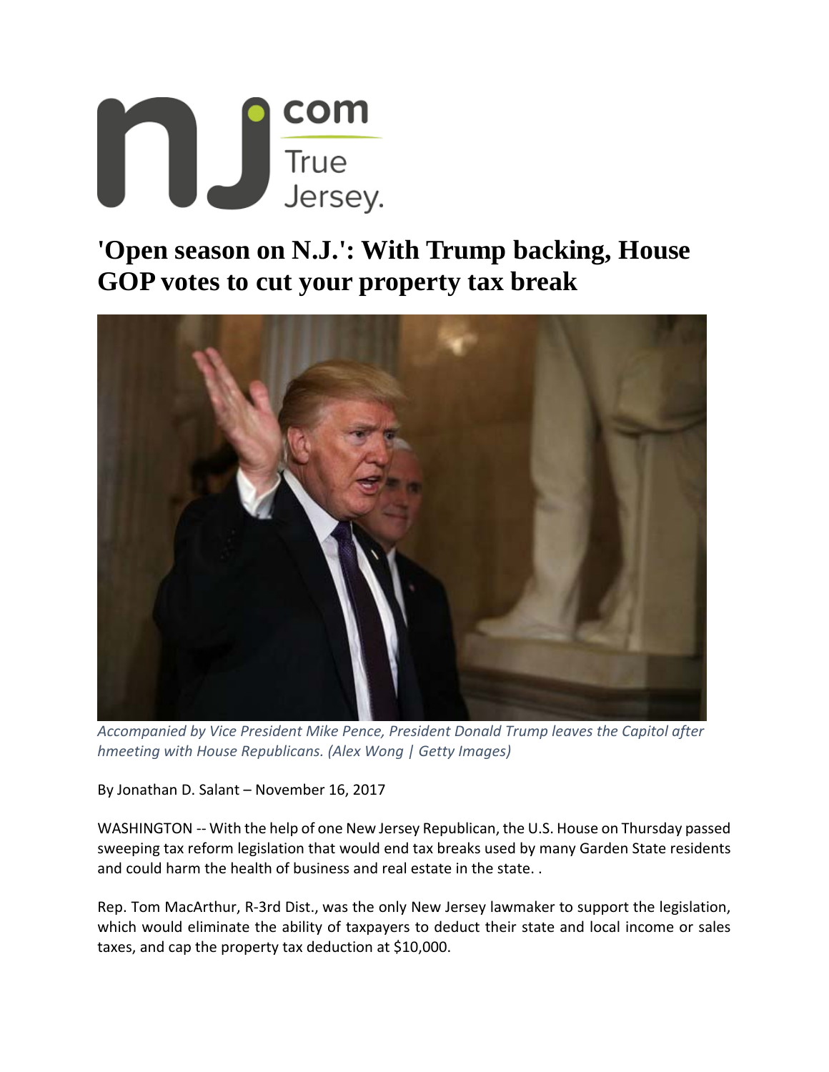# 'Open season on N.J.': With Trump backing, House GOP votes to cut your property tax break

*Accompanied by Vice President Mike Pence, President Donald Trump leaves the Capitol after hmeeting with House Republicans. (Alex Wong | Getty Images)*

By Jonathan D. Salant – November 16, 2017

WASHINGTON -- With the help of one New Jersey Republican, the U.S. House on Thursday passed sweeping tax reform legislation that would end tax breaks used by many Garden State residents and could harm the health of business and real estate in the state. .

Rep. Tom MacArthur, R-3rd Dist., was the only New Jersey lawmaker to support the legislation, which would eliminate the ability of taxpayers to deduct their state and local income or sales taxes, and cap the property tax deduction at $10,000.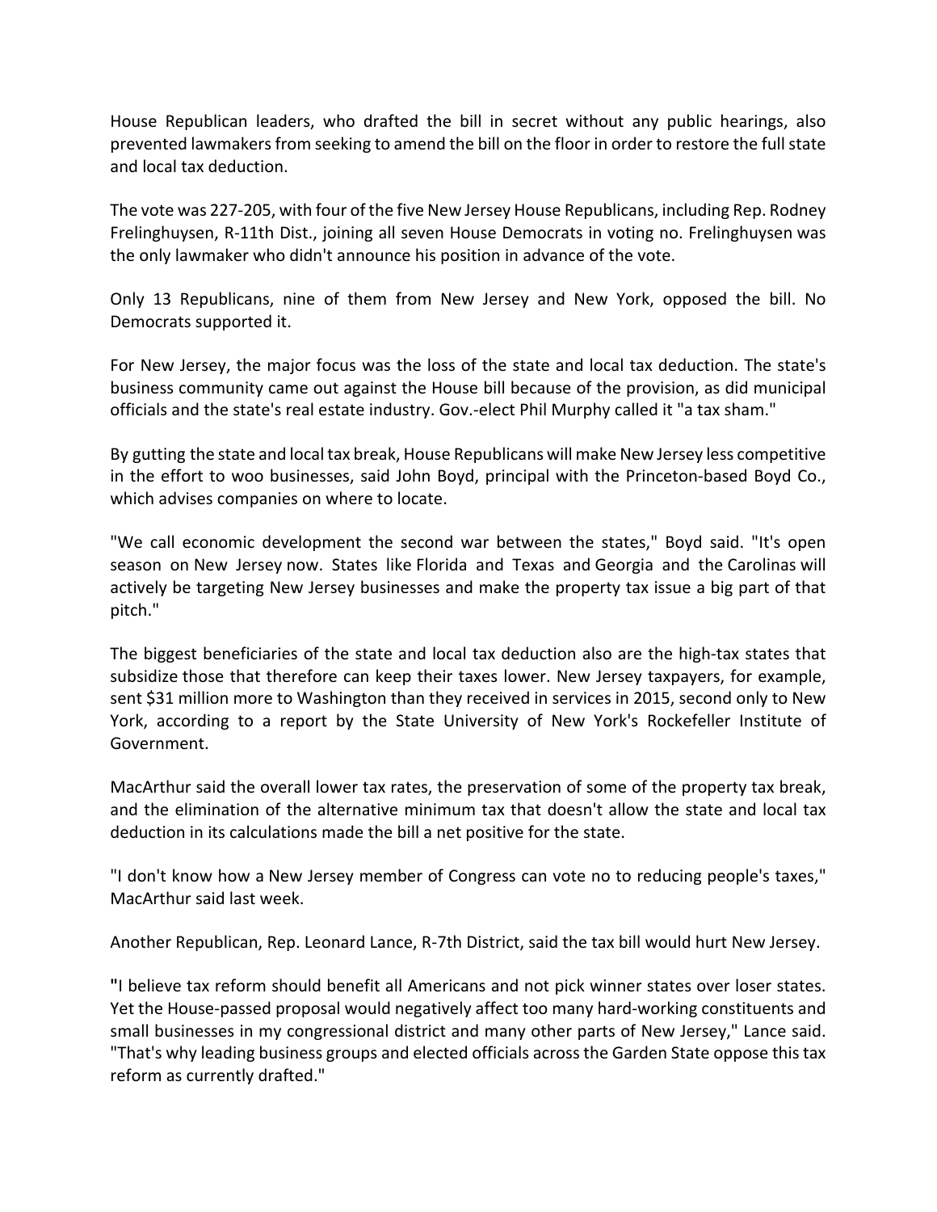House Republican leaders, who drafted the bill in secret without any public hearings, also prevented lawmakers from seeking to amend the bill on the floor in order to restore the full state and local tax deduction.

The vote was 227-205, with four of the five New Jersey House Republicans, including Rep. Rodney Frelinghuysen, R-11th Dist., joining all seven House Democrats in voting no. Frelinghuysen was the only lawmaker who didn't announce his position in advance of the vote.

Only 13 Republicans, nine of them from New Jersey and New York, opposed the bill. No Democrats supported it.

For New Jersey, the major focus was the loss of the state and local tax deduction. The state's business community came out against the House bill because of the provision, as did municipal officials and the state's real estate industry. Gov.-elect Phil Murphy called it "a tax sham."

By gutting the state and local tax break, House Republicans will make New Jersey less competitive in the effort to woo businesses, said John Boyd, principal with the Princeton-based Boyd Co., which advises companies on where to locate.

"We call economic development the second war between the states," Boyd said. "It's open season on New Jersey now. States like Florida and Texas and Georgia and the Carolinas will actively be targeting New Jersey businesses and make the property tax issue a big part of that pitch."

The biggest beneficiaries of the state and local tax deduction also are the high-tax states that subsidize those that therefore can keep their taxes lower. New Jersey taxpayers, for example, sent $31 million more to Washington than they received in services in 2015, second only to New York, according to a report by the State University of New York's Rockefeller Institute of Government.

MacArthur said the overall lower tax rates, the preservation of some of the property tax break, and the elimination of the alternative minimum tax that doesn't allow the state and local tax deduction in its calculations made the bill a net positive for the state.

"I don't know how a New Jersey member of Congress can vote no to reducing people's taxes," MacArthur said last week.

Another Republican, Rep. Leonard Lance, R-7th District, said the tax bill would hurt New Jersey.

"I believe tax reform should benefit all Americans and not pick winner states over loser states. Yet the House-passed proposal would negatively affect too many hard-working constituents and small businesses in my congressional district and many other parts of New Jersey," Lance said. "That's why leading business groups and elected officials across the Garden State oppose this tax reform as currently drafted."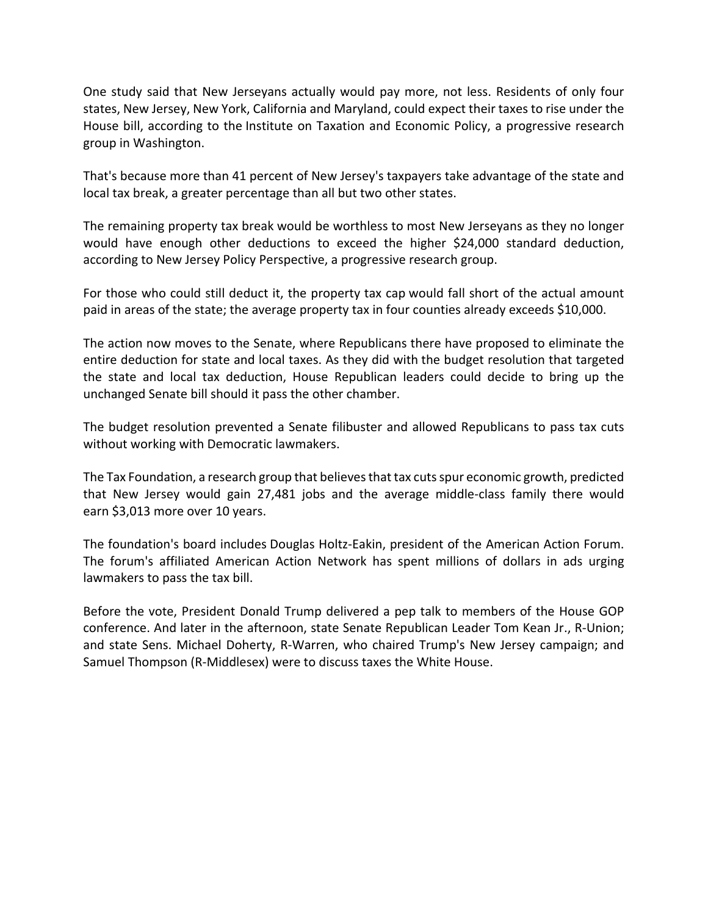One study said that New Jerseyans actually would pay more, not less. Residents of only four states, New Jersey, New York, California and Maryland, could expect their taxes to rise under the House bill, according to the Institute on Taxation and Economic Policy, a progressive research group in Washington.

That's because more than 41 percent of New Jersey's taxpayers take advantage of the state and local tax break, a greater percentage than all but two other states.

The remaining property tax break would be worthless to most New Jerseyans as they no longer would have enough other deductions to exceed the higher $24,000 standard deduction, according to New Jersey Policy Perspective, a progressive research group.

For those who could still deduct it, the property tax cap would fall short of the actual amount paid in areas of the state; the average property tax in four counties already exceeds $10,000.

The action now moves to the Senate, where Republicans there have proposed to eliminate the entire deduction for state and local taxes. As they did with the budget resolution that targeted the state and local tax deduction, House Republican leaders could decide to bring up the unchanged Senate bill should it pass the other chamber.

The budget resolution prevented a Senate filibuster and allowed Republicans to pass tax cuts without working with Democratic lawmakers.

The Tax Foundation, a research group that believes that tax cuts spur economic growth, predicted that New Jersey would gain 27,481 jobs and the average middle-class family there would earn $3,013 more over 10 years.

The foundation's board includes Douglas Holtz-Eakin, president of the American Action Forum. The forum's affiliated American Action Network has spent millions of dollars in ads urging lawmakers to pass the tax bill.

Before the vote, President Donald Trump delivered a pep talk to members of the House GOP conference. And later in the afternoon, state Senate Republican Leader Tom Kean Jr., R-Union; and state Sens. Michael Doherty, R-Warren, who chaired Trump's New Jersey campaign; and Samuel Thompson (R-Middlesex) were to discuss taxes the White House.